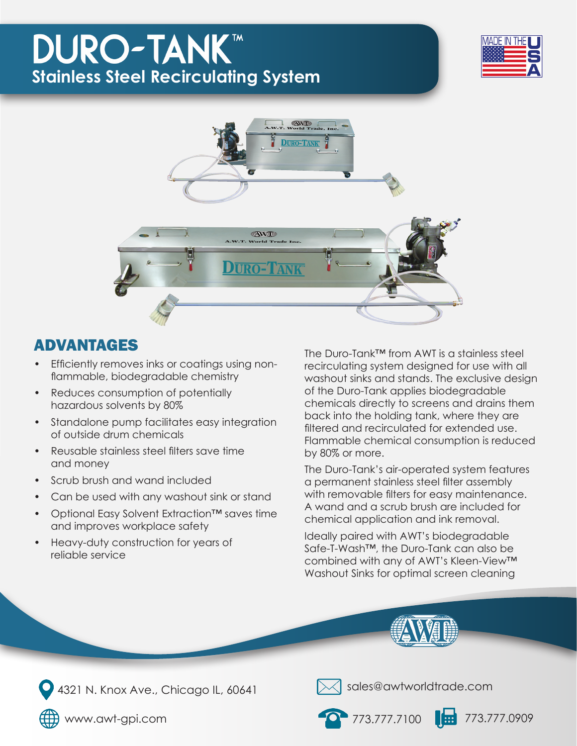# DURO-TANK™

## Stainless Steel Recirculating System

## ADVANTAGES

- Efficiently removes inks or coatings using non-flammable, biodegradable chemistry
- Reduces consumption of potentially hazardous solvents by 80%
- Standalone pump facilitates easy integration of outside drum chemicals
- Reusable stainless steel filters save time and money
- Scrub brush and wand included
- Can be used with any washout sink or stand
- Optional Easy Solvent Extraction™ saves time and improves workplace safety
- Heavy-duty construction for years of reliable service

The Duro-Tank™ from AWT is a stainless steel recirculating system designed for use with all washout sinks and stands. The exclusive design of the Duro-Tank applies biodegradable chemicals directly to screens and drains them back into the holding tank, where they are filtered and recirculated for extended use. Flammable chemical consumption is reduced by 80% or more.

The Duro-Tank's air-operated system features a permanent stainless steel filter assembly with removable filters for easy maintenance. A wand and a scrub brush are included for chemical application and ink removal.

Ideally paired with AWT's biodegradable Safe-T-Wash™, the Duro-Tank can also be combined with any of AWT's Kleen-View™ Washout Sinks for optimal screen cleaning

4321 N. Knox Ave., Chicago IL, 60641

www.awt-gpi.com

sales@awtworldtrade.com

773.777.7100

773.777.0909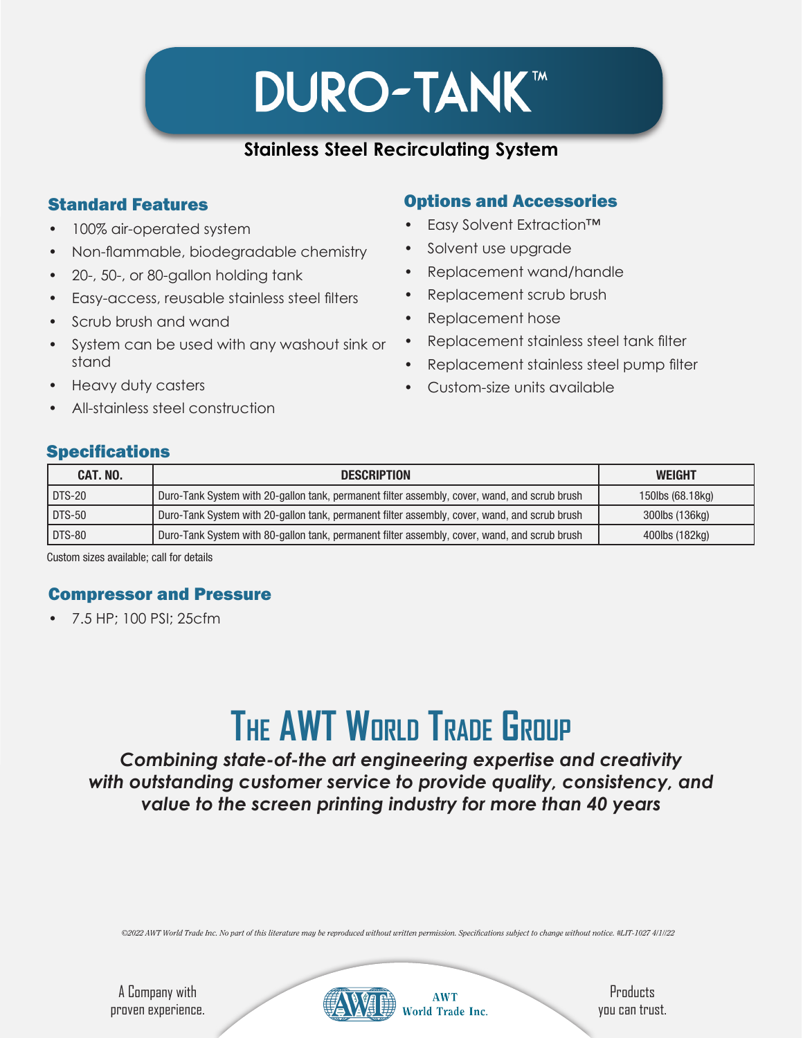# DURO-TANK™

**Stainless Steel Recirculating System**

## Standard Features

- 100% air-operated system
- Non-flammable, biodegradable chemistry
- 20-, 50-, or 80-gallon holding tank
- Easy-access, reusable stainless steel filters
- Scrub brush and wand
- System can be used with any washout sink or stand
- Heavy duty casters
- All-stainless steel construction

## Options and Accessories

- Easy Solvent Extraction™
- Solvent use upgrade
- Replacement wand/handle
- Replacement scrub brush
- Replacement hose
- Replacement stainless steel tank filter
- Replacement stainless steel pump filter
- Custom-size units available

## Specifications

| CAT. NO. | DESCRIPTION | WEIGHT |
|---|---|---|
| DTS-20 | Duro-Tank System with 20-gallon tank, permanent filter assembly, cover, wand, and scrub brush | 150lbs (68.18kg) |
| DTS-50 | Duro-Tank System with 20-gallon tank, permanent filter assembly, cover, wand, and scrub brush | 300lbs (136kg) |
| DTS-80 | Duro-Tank System with 80-gallon tank, permanent filter assembly, cover, wand, and scrub brush | 400lbs (182kg) |

Custom sizes available; call for details

## Compressor and Pressure

- 7.5 HP; 100 PSI; 25cfm

# The AWT World Trade Group

***Combining state-of-the art engineering expertise and creativity with outstanding customer service to provide quality, consistency, and value to the screen printing industry for more than 40 years***

*©2022 AWT World Trade Inc. No part of this literature may be reproduced without written permission. Specifications subject to change without notice. #LIT-1027 4/1//22*

A Company with proven experience.

AWT World Trade Inc.

Products you can trust.